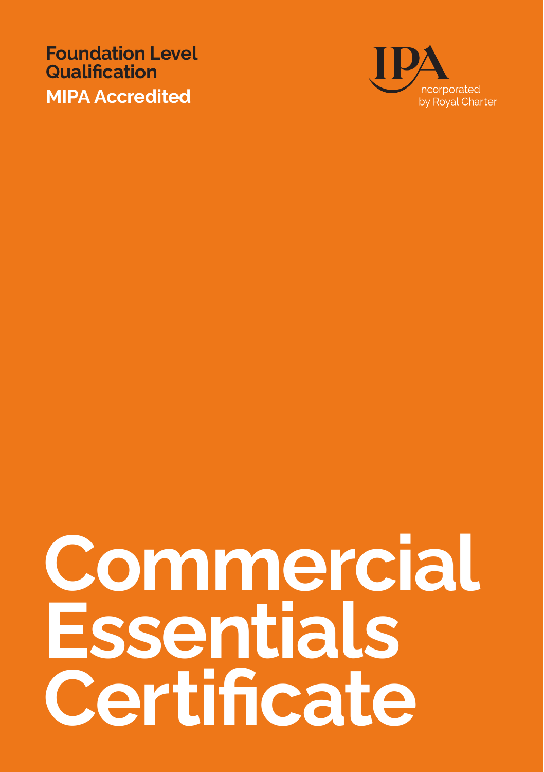**Foundation Level Qualification**

**MIPA Accredited**

IPA

Incorporated by Royal Charter

# Commercial Essentials Certificate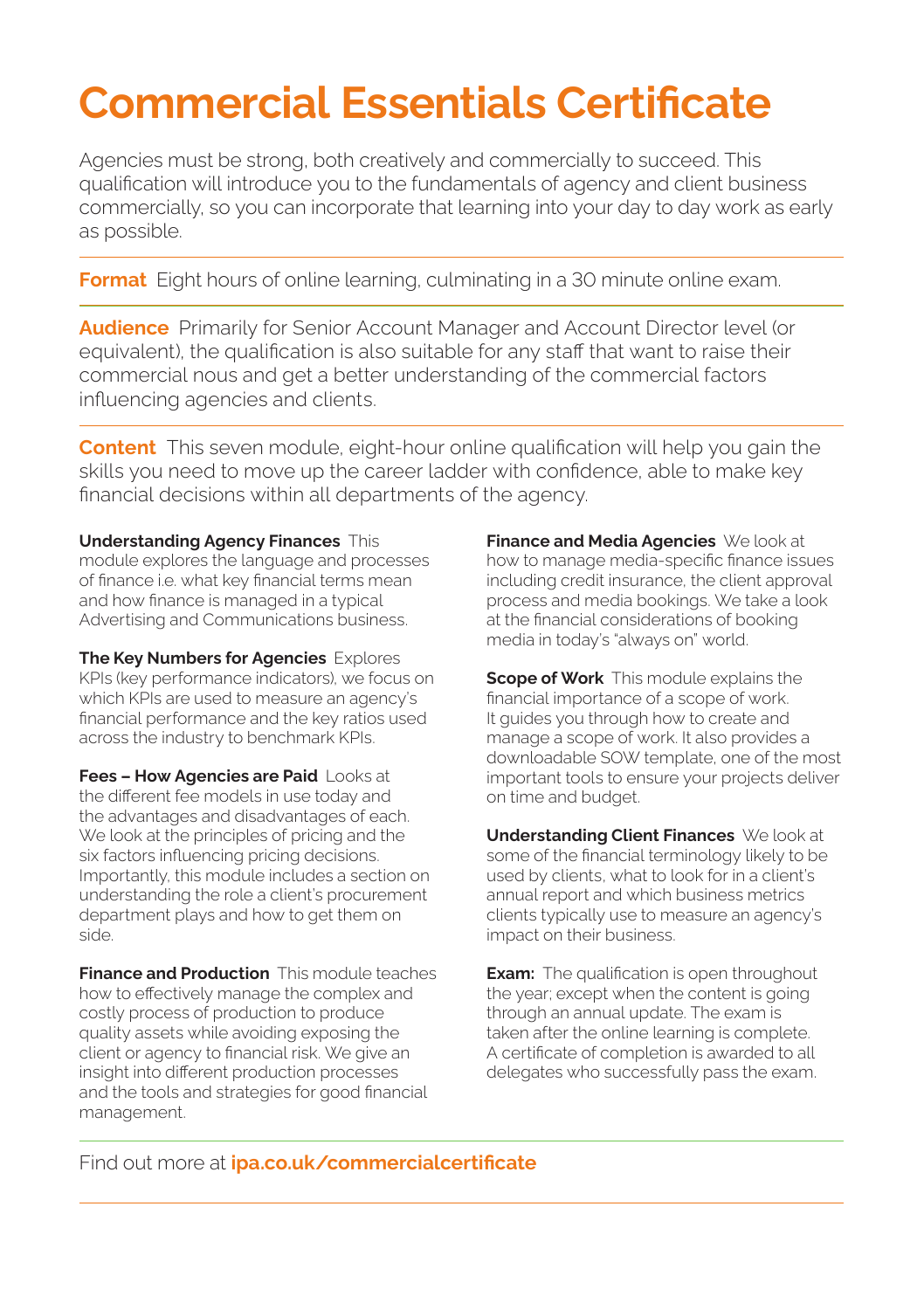# Commercial Essentials Certificate

Agencies must be strong, both creatively and commercially to succeed. This qualification will introduce you to the fundamentals of agency and client business commercially, so you can incorporate that learning into your day to day work as early as possible.

**Format** Eight hours of online learning, culminating in a 30 minute online exam.

**Audience** Primarily for Senior Account Manager and Account Director level (or equivalent), the qualification is also suitable for any staff that want to raise their commercial nous and get a better understanding of the commercial factors influencing agencies and clients.

**Content** This seven module, eight-hour online qualification will help you gain the skills you need to move up the career ladder with confidence, able to make key financial decisions within all departments of the agency.

**Understanding Agency Finances** This module explores the language and processes of finance i.e. what key financial terms mean and how finance is managed in a typical Advertising and Communications business.

**The Key Numbers for Agencies** Explores KPIs (key performance indicators), we focus on which KPIs are used to measure an agency's financial performance and the key ratios used across the industry to benchmark KPIs.

**Fees – How Agencies are Paid** Looks at the different fee models in use today and the advantages and disadvantages of each. We look at the principles of pricing and the six factors influencing pricing decisions. Importantly, this module includes a section on understanding the role a client's procurement department plays and how to get them on side.

**Finance and Production** This module teaches how to effectively manage the complex and costly process of production to produce quality assets while avoiding exposing the client or agency to financial risk. We give an insight into different production processes and the tools and strategies for good financial management.

**Finance and Media Agencies** We look at how to manage media-specific finance issues including credit insurance, the client approval process and media bookings. We take a look at the financial considerations of booking media in today's "always on" world.

**Scope of Work** This module explains the financial importance of a scope of work. It guides you through how to create and manage a scope of work. It also provides a downloadable SOW template, one of the most important tools to ensure your projects deliver on time and budget.

**Understanding Client Finances** We look at some of the financial terminology likely to be used by clients, what to look for in a client's annual report and which business metrics clients typically use to measure an agency's impact on their business.

**Exam:** The qualification is open throughout the year; except when the content is going through an annual update. The exam is taken after the online learning is complete. A certificate of completion is awarded to all delegates who successfully pass the exam.

Find out more at **ipa.co.uk/commercialcertificate**